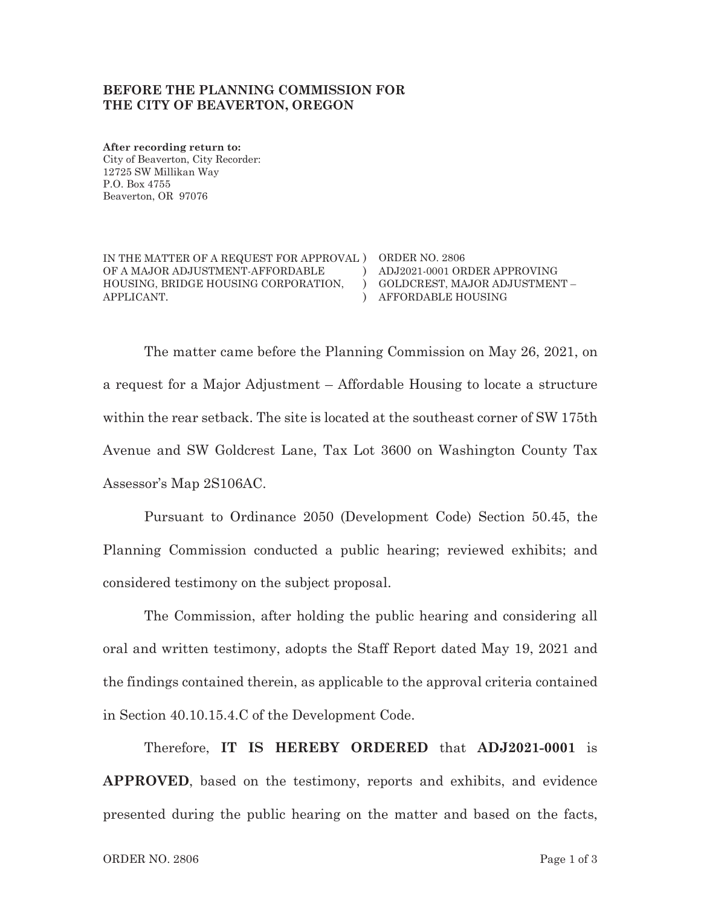**BEFORE THE PLANNING COMMISSION FOR THE CITY OF BEAVERTON, OREGON**

**After recording return to:**
City of Beaverton, City Recorder:
12725 SW Millikan Way
P.O. Box 4755
Beaverton, OR 97076

| | | |
|---|---|---|
| IN THE MATTER OF A REQUEST FOR APPROVAL OF A MAJOR ADJUSTMENT-AFFORDABLE HOUSING, BRIDGE HOUSING CORPORATION, APPLICANT. | ) ) ) ) | ORDER NO. 2806 ADJ2021-0001 ORDER APPROVING GOLDCREST, MAJOR ADJUSTMENT – AFFORDABLE HOUSING |

The matter came before the Planning Commission on May 26, 2021, on a request for a Major Adjustment – Affordable Housing to locate a structure within the rear setback. The site is located at the southeast corner of SW 175th Avenue and SW Goldcrest Lane, Tax Lot 3600 on Washington County Tax Assessor's Map 2S106AC.

Pursuant to Ordinance 2050 (Development Code) Section 50.45, the Planning Commission conducted a public hearing; reviewed exhibits; and considered testimony on the subject proposal.

The Commission, after holding the public hearing and considering all oral and written testimony, adopts the Staff Report dated May 19, 2021 and the findings contained therein, as applicable to the approval criteria contained in Section 40.10.15.4.C of the Development Code.

Therefore, **IT IS HEREBY ORDERED** that **ADJ2021-0001** is **APPROVED**, based on the testimony, reports and exhibits, and evidence presented during the public hearing on the matter and based on the facts,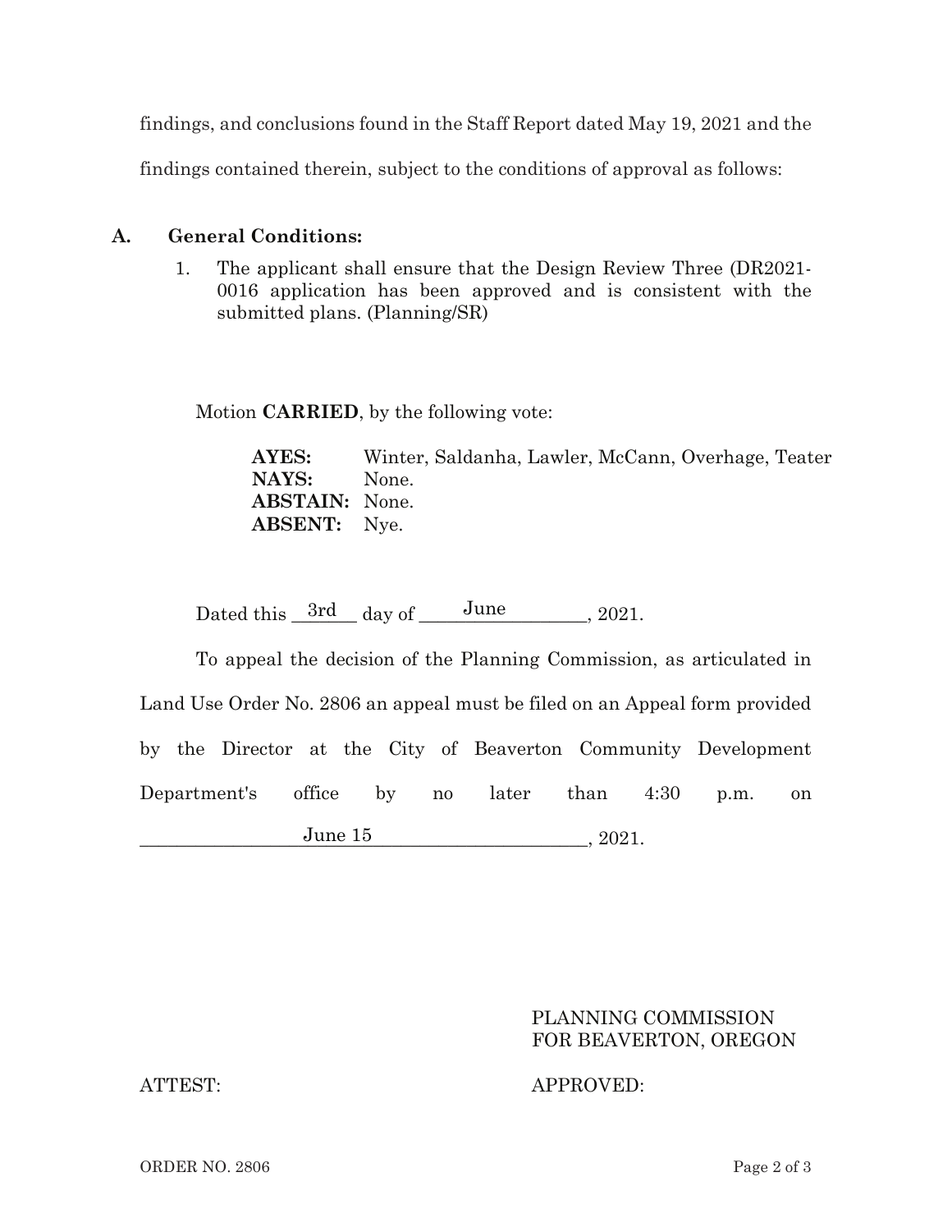findings, and conclusions found in the Staff Report dated May 19, 2021 and the findings contained therein, subject to the conditions of approval as follows:

**A. General Conditions:**

1. The applicant shall ensure that the Design Review Three (DR2021-0016 application has been approved and is consistent with the submitted plans. (Planning/SR)

Motion **CARRIED**, by the following vote:

**AYES:** Winter, Saldanha, Lawler, McCann, Overhage, Teater
**NAYS:** None.
**ABSTAIN:** None.
**ABSENT:** Nye.

Dated this 3rd day of June, 2021.

To appeal the decision of the Planning Commission, as articulated in Land Use Order No. 2806 an appeal must be filed on an Appeal form provided by the Director at the City of Beaverton Community Development Department's office by no later than 4:30 p.m. on June 15, 2021.

PLANNING COMMISSION
FOR BEAVERTON, OREGON

ATTEST: APPROVED:

ORDER NO. 2806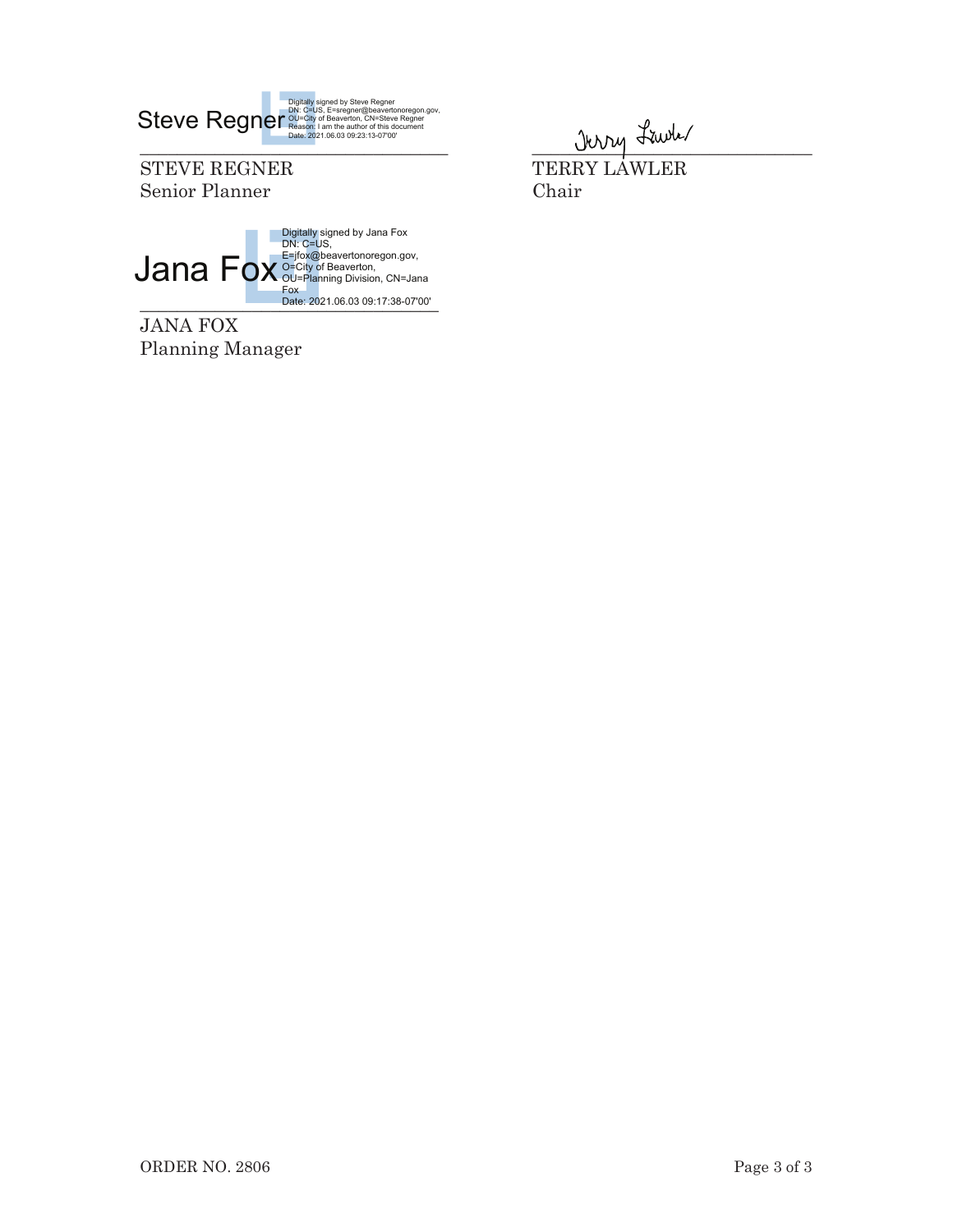Steve Regner

Digitally signed by Steve Regner
DN: C=US, E=sregner@beavertonoregon.gov, OU=City of Beaverton, CN=Steve Regner
Reason: I am the author of this document
Date: 2021.06.03 09:23:13-07'00'

STEVE REGNER
Senior Planner

Terry Lawler

TERRY LAWLER
Chair

Jana Fox

Digitally signed by Jana Fox
DN: C=US, E=jfox@beavertonoregon.gov, O=City of Beaverton, OU=Planning Division, CN=Jana Fox
Date: 2021.06.03 09:17:38-07'00'

JANA FOX
Planning Manager

ORDER NO. 2806